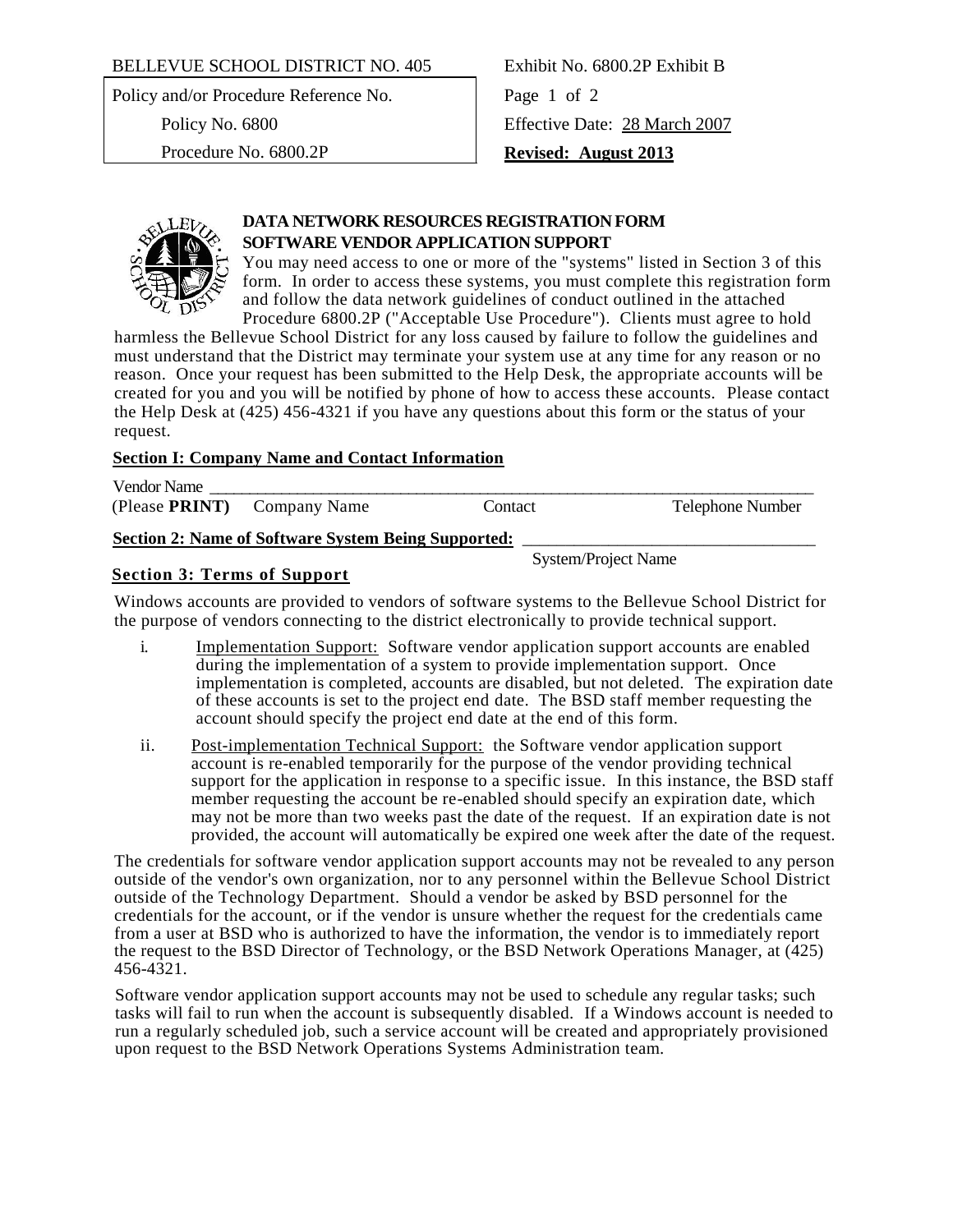BELLEVUE SCHOOL DISTRICT NO. 405

| Policy and/or Procedure Reference No. | Exhibit No. 6800.2P Exhibit B |
|---|---|
| Policy No. 6800 | Effective Date: 28 March 2007 |
| Procedure No. 6800.2P | **Revised: August 2013** |

## DATA NETWORK RESOURCES REGISTRATION FORM
## SOFTWARE VENDOR APPLICATION SUPPORT

You may need access to one or more of the "systems" listed in Section 3 of this form. In order to access these systems, you must complete this registration form and follow the data network guidelines of conduct outlined in the attached Procedure 6800.2P ("Acceptable Use Procedure"). Clients must agree to hold harmless the Bellevue School District for any loss caused by failure to follow the guidelines and must understand that the District may terminate your system use at any time for any reason or no reason. Once your request has been submitted to the Help Desk, the appropriate accounts will be created for you and you will be notified by phone of how to access these accounts. Please contact the Help Desk at (425) 456-4321 if you have any questions about this form or the status of your request.

### Section I: Company Name and Contact Information

Vendor Name ______________________________________________________________

(Please **PRINT**) Company Name Contact Telephone Number

### Section 2: Name of Software System Being Supported: ______________________________

System/Project Name

### Section 3: Terms of Support

Windows accounts are provided to vendors of software systems to the Bellevue School District for the purpose of vendors connecting to the district electronically to provide technical support.

i. Implementation Support: Software vendor application support accounts are enabled during the implementation of a system to provide implementation support. Once implementation is completed, accounts are disabled, but not deleted. The expiration date of these accounts is set to the project end date. The BSD staff member requesting the account should specify the project end date at the end of this form.

ii. Post-implementation Technical Support: the Software vendor application support account is re-enabled temporarily for the purpose of the vendor providing technical support for the application in response to a specific issue. In this instance, the BSD staff member requesting the account be re-enabled should specify an expiration date, which may not be more than two weeks past the date of the request. If an expiration date is not provided, the account will automatically be expired one week after the date of the request.

The credentials for software vendor application support accounts may not be revealed to any person outside of the vendor's own organization, nor to any personnel within the Bellevue School District outside of the Technology Department. Should a vendor be asked by BSD personnel for the credentials for the account, or if the vendor is unsure whether the request for the credentials came from a user at BSD who is authorized to have the information, the vendor is to immediately report the request to the BSD Director of Technology, or the BSD Network Operations Manager, at (425) 456-4321.

Software vendor application support accounts may not be used to schedule any regular tasks; such tasks will fail to run when the account is subsequently disabled. If a Windows account is needed to run a regularly scheduled job, such a service account will be created and appropriately provisioned upon request to the BSD Network Operations Systems Administration team.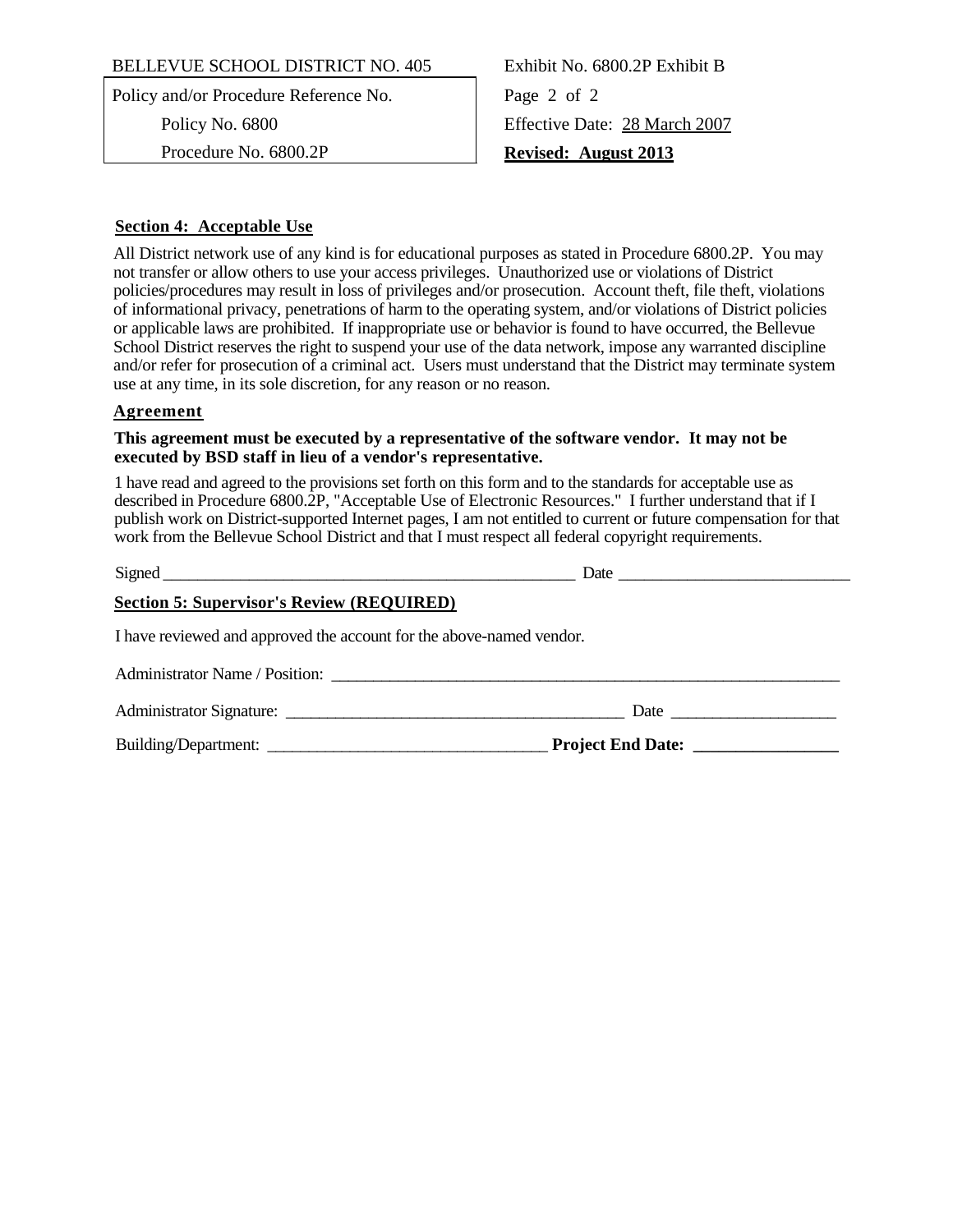**Section 4: Acceptable Use**

All District network use of any kind is for educational purposes as stated in Procedure 6800.2P. You may not transfer or allow others to use your access privileges. Unauthorized use or violations of District policies/procedures may result in loss of privileges and/or prosecution. Account theft, file theft, violations of informational privacy, penetrations of harm to the operating system, and/or violations of District policies or applicable laws are prohibited. If inappropriate use or behavior is found to have occurred, the Bellevue School District reserves the right to suspend your use of the data network, impose any warranted discipline and/or refer for prosecution of a criminal act. Users must understand that the District may terminate system use at any time, in its sole discretion, for any reason or no reason.

**Agreement**

**This agreement must be executed by a representative of the software vendor. It may not be executed by BSD staff in lieu of a vendor's representative.**

1 have read and agreed to the provisions set forth on this form and to the standards for acceptable use as described in Procedure 6800.2P, "Acceptable Use of Electronic Resources." I further understand that if I publish work on District-supported Internet pages, I am not entitled to current or future compensation for that work from the Bellevue School District and that I must respect all federal copyright requirements.

Signed ___________________________________________________ Date ____________________________

**Section 5: Supervisor's Review (REQUIRED)**

I have reviewed and approved the account for the above-named vendor.

Administrator Name / Position: _________________________________________________________________

Administrator Signature: ___________________________________________ Date ____________________

Building/Department: ___________________________________ **Project End Date: _________________**